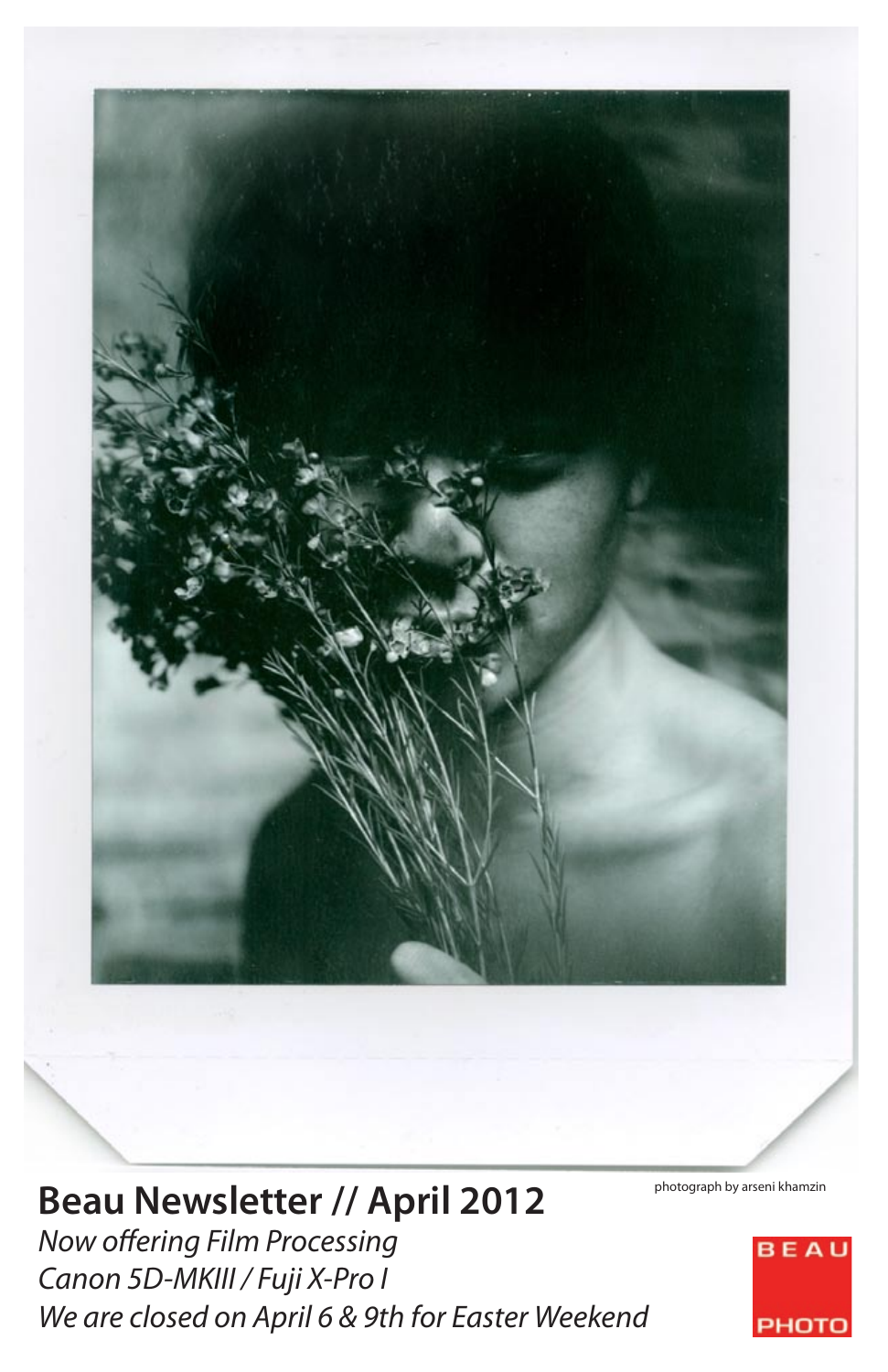photograph by arseni khamzin

# Beau Newsletter // April 2012

*Now offering Film Processing*

*Canon 5D-MKIII / Fuji X-Pro I*

*We are closed on April 6 & 9th for Easter Weekend*

BEAU PHOTO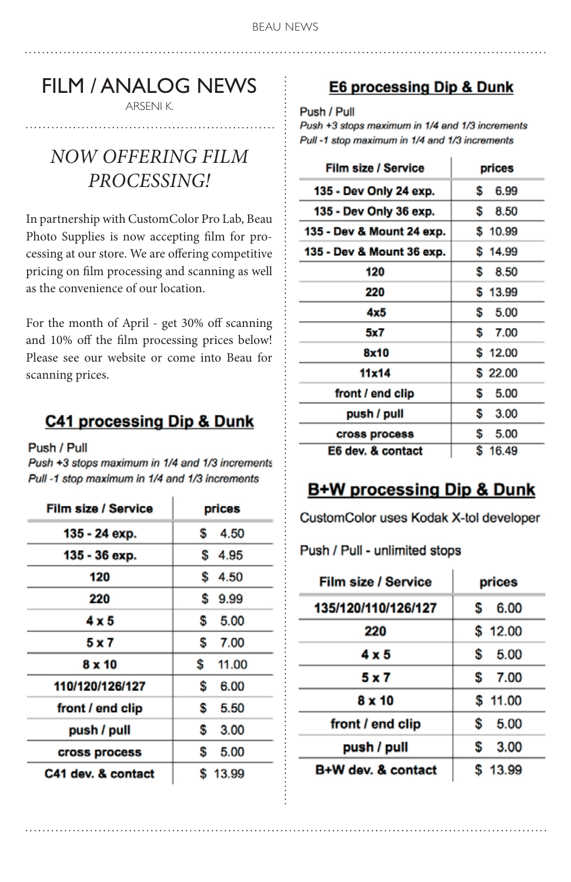# FILM / ANALOG NEWS

ARSENI K.

## *NOW OFFERING FILM PROCESSING!*

In partnership with CustomColor Pro Lab, Beau Photo Supplies is now accepting film for processing at our store. We are offering competitive pricing on film processing and scanning as well as the convenience of our location.

For the month of April - get 30% off scanning and 10% off the film processing prices below! Please see our website or come into Beau for scanning prices.

### C41 processing Dip & Dunk

Push / Pull

*Push +3 stops maximum in 1/4 and 1/3 increments*

*Pull -1 stop maximum in 1/4 and 1/3 increments*

| Film size / Service | prices |
|---|---|
| 135 - 24 exp. | $ 4.50 |
| 135 - 36 exp. | $ 4.95 |
| 120 | $ 4.50 |
| 220 | $ 9.99 |
| 4 x 5 | $ 5.00 |
| 5 x 7 | $ 7.00 |
| 8 x 10 | $ 11.00 |
| 110/120/126/127 | $ 6.00 |
| front / end clip | $ 5.50 |
| push / pull | $ 3.00 |
| cross process | $ 5.00 |
| C41 dev. & contact | $ 13.99 |

### E6 processing Dip & Dunk

Push / Pull

*Push +3 stops maximum in 1/4 and 1/3 increments*

*Pull -1 stop maximum in 1/4 and 1/3 increments*

| Film size / Service | prices |
|---|---|
| 135 - Dev Only 24 exp. | $ 6.99 |
| 135 - Dev Only 36 exp. | $ 8.50 |
| 135 - Dev & Mount 24 exp. | $ 10.99 |
| 135 - Dev & Mount 36 exp. | $ 14.99 |
| 120 | $ 8.50 |
| 220 | $ 13.99 |
| 4x5 | $ 5.00 |
| 5x7 | $ 7.00 |
| 8x10 | $ 12.00 |
| 11x14 | $ 22.00 |
| front / end clip | $ 5.00 |
| push / pull | $ 3.00 |
| cross process | $ 5.00 |
| E6 dev. & contact | $ 16.49 |

### B+W processing Dip & Dunk

CustomColor uses Kodak X-tol developer

Push / Pull - unlimited stops

| Film size / Service | prices |
|---|---|
| 135/120/110/126/127 | $ 6.00 |
| 220 | $ 12.00 |
| 4 x 5 | $ 5.00 |
| 5 x 7 | $ 7.00 |
| 8 x 10 | $ 11.00 |
| front / end clip | $ 5.00 |
| push / pull | $ 3.00 |
| B+W dev. & contact | $ 13.99 |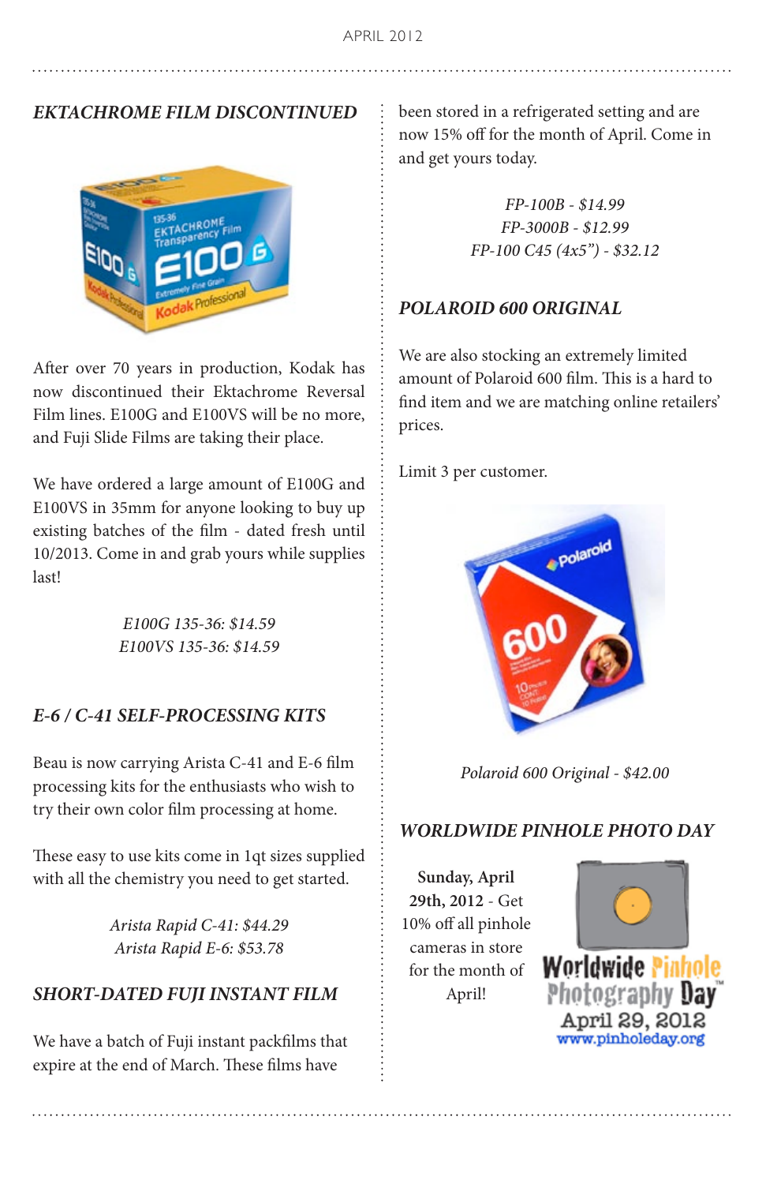## *EKTACHROME FILM DISCONTINUED*

After over 70 years in production, Kodak has now discontinued their Ektachrome Reversal Film lines. E100G and E100VS will be no more, and Fuji Slide Films are taking their place.

We have ordered a large amount of E100G and E100VS in 35mm for anyone looking to buy up existing batches of the film - dated fresh until 10/2013. Come in and grab yours while supplies last!

*E100G 135-36: $14.59*
*E100VS 135-36: $14.59*

## *E-6 / C-41 SELF-PROCESSING KITS*

Beau is now carrying Arista C-41 and E-6 film processing kits for the enthusiasts who wish to try their own color film processing at home.

These easy to use kits come in 1qt sizes supplied with all the chemistry you need to get started.

*Arista Rapid C-41: $44.29*
*Arista Rapid E-6: $53.78*

## *SHORT-DATED FUJI INSTANT FILM*

We have a batch of Fuji instant packfilms that expire at the end of March. These films have been stored in a refrigerated setting and are now 15% off for the month of April. Come in and get yours today.

*FP-100B - $14.99*
*FP-3000B - $12.99*
*FP-100 C45 (4x5") - $32.12*

## *POLAROID 600 ORIGINAL*

We are also stocking an extremely limited amount of Polaroid 600 film. This is a hard to find item and we are matching online retailers' prices.

Limit 3 per customer.

*Polaroid 600 Original - $42.00*

## *WORLDWIDE PINHOLE PHOTO DAY*

**Sunday, April 29th, 2012** - Get 10% off all pinhole cameras in store for the month of April!

Worldwide Pinhole Photography Day
April 29, 2012
www.pinholeday.org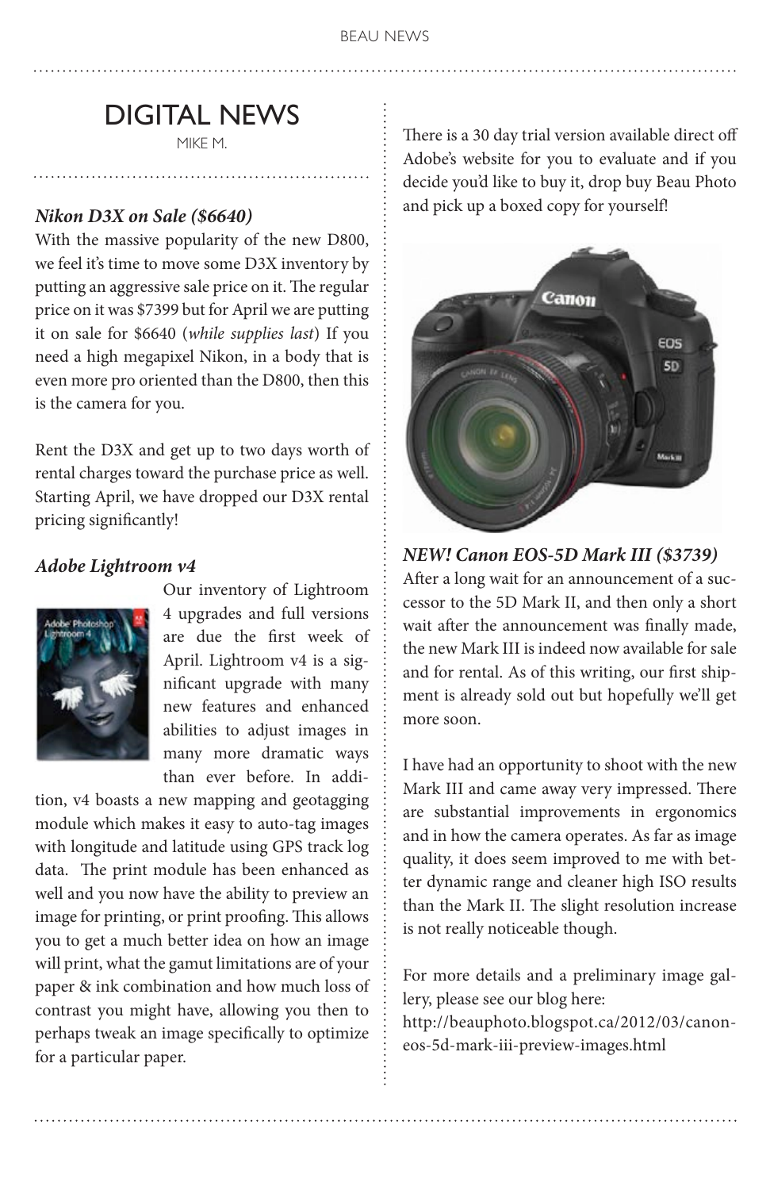# DIGITAL NEWS

MIKE M.

***Nikon D3X on Sale ($6640)***

With the massive popularity of the new D800, we feel it's time to move some D3X inventory by putting an aggressive sale price on it. The regular price on it was $7399 but for April we are putting it on sale for $6640 (*while supplies last*) If you need a high megapixel Nikon, in a body that is even more pro oriented than the D800, then this is the camera for you.

Rent the D3X and get up to two days worth of rental charges toward the purchase price as well. Starting April, we have dropped our D3X rental pricing significantly!

***Adobe Lightroom v4***

Our inventory of Lightroom 4 upgrades and full versions are due the first week of April. Lightroom v4 is a significant upgrade with many new features and enhanced abilities to adjust images in many more dramatic ways than ever before. In addition, v4 boasts a new mapping and geotagging module which makes it easy to auto-tag images with longitude and latitude using GPS track log data. The print module has been enhanced as well and you now have the ability to preview an image for printing, or print proofing. This allows you to get a much better idea on how an image will print, what the gamut limitations are of your paper & ink combination and how much loss of contrast you might have, allowing you then to perhaps tweak an image specifically to optimize for a particular paper.

There is a 30 day trial version available direct off Adobe's website for you to evaluate and if you decide you'd like to buy it, drop buy Beau Photo and pick up a boxed copy for yourself!

***NEW! Canon EOS-5D Mark III ($3739)***

After a long wait for an announcement of a successor to the 5D Mark II, and then only a short wait after the announcement was finally made, the new Mark III is indeed now available for sale and for rental. As of this writing, our first shipment is already sold out but hopefully we'll get more soon.

I have had an opportunity to shoot with the new Mark III and came away very impressed. There are substantial improvements in ergonomics and in how the camera operates. As far as image quality, it does seem improved to me with better dynamic range and cleaner high ISO results than the Mark II. The slight resolution increase is not really noticeable though.

For more details and a preliminary image gallery, please see our blog here:
http://beauphoto.blogspot.ca/2012/03/canon-eos-5d-mark-iii-preview-images.html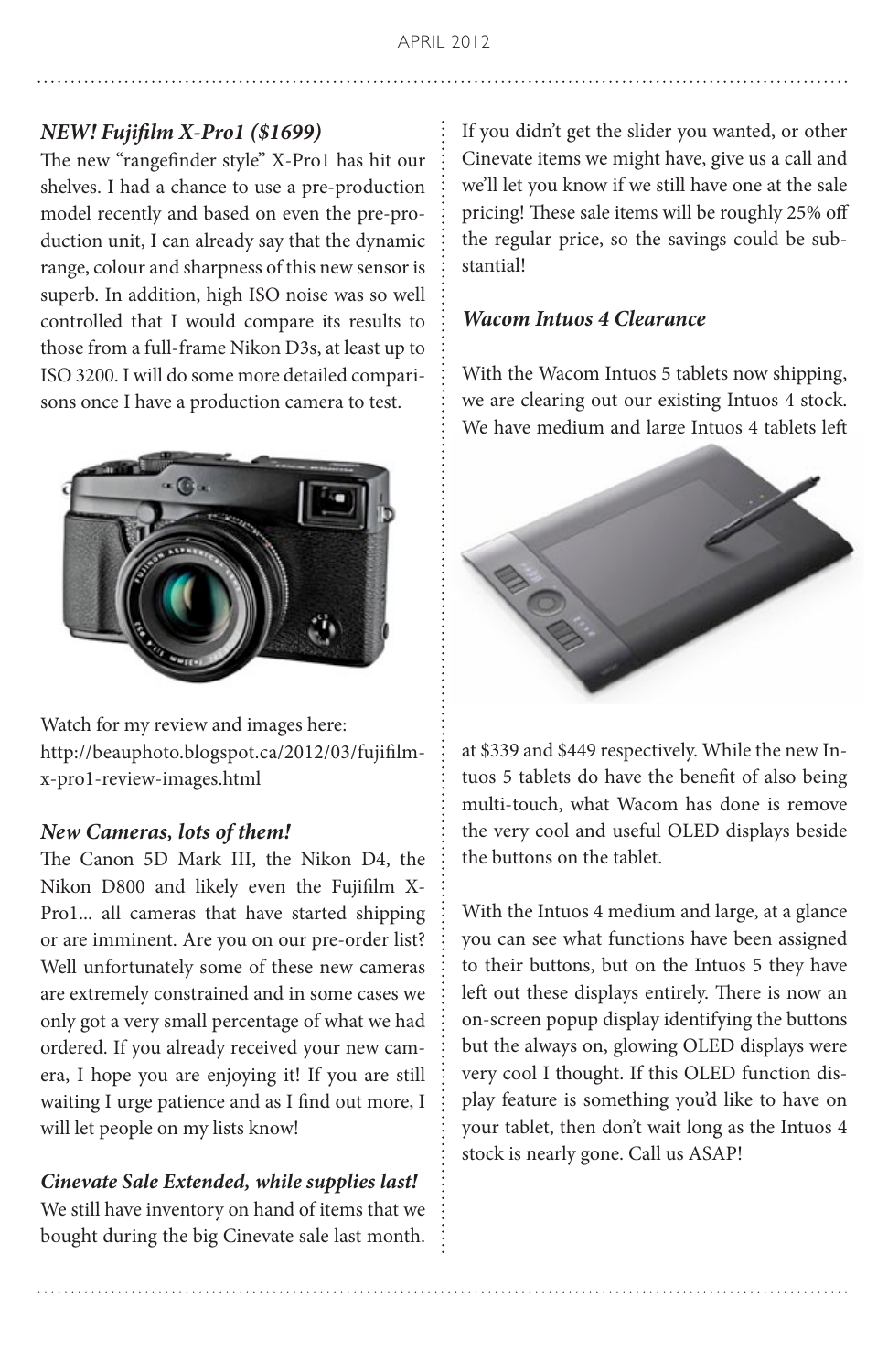### *NEW! Fujifilm X-Pro1 ($1699)*

The new "rangefinder style" X-Pro1 has hit our shelves. I had a chance to use a pre-production model recently and based on even the pre-production unit, I can already say that the dynamic range, colour and sharpness of this new sensor is superb. In addition, high ISO noise was so well controlled that I would compare its results to those from a full-frame Nikon D3s, at least up to ISO 3200. I will do some more detailed comparisons once I have a production camera to test.

Watch for my review and images here: http://beauphoto.blogspot.ca/2012/03/fujifilm-x-pro1-review-images.html

### *New Cameras, lots of them!*

The Canon 5D Mark III, the Nikon D4, the Nikon D800 and likely even the Fujifilm X-Pro1... all cameras that have started shipping or are imminent. Are you on our pre-order list? Well unfortunately some of these new cameras are extremely constrained and in some cases we only got a very small percentage of what we had ordered. If you already received your new camera, I hope you are enjoying it! If you are still waiting I urge patience and as I find out more, I will let people on my lists know!

### *Cinevate Sale Extended, while supplies last!*

We still have inventory on hand of items that we bought during the big Cinevate sale last month. If you didn't get the slider you wanted, or other Cinevate items we might have, give us a call and we'll let you know if we still have one at the sale pricing! These sale items will be roughly 25% off the regular price, so the savings could be substantial!

### *Wacom Intuos 4 Clearance*

With the Wacom Intuos 5 tablets now shipping, we are clearing out our existing Intuos 4 stock. We have medium and large Intuos 4 tablets left at $339 and $449 respectively. While the new Intuos 5 tablets do have the benefit of also being multi-touch, what Wacom has done is remove the very cool and useful OLED displays beside the buttons on the tablet.

With the Intuos 4 medium and large, at a glance you can see what functions have been assigned to their buttons, but on the Intuos 5 they have left out these displays entirely. There is now an on-screen popup display identifying the buttons but the always on, glowing OLED displays were very cool I thought. If this OLED function display feature is something you'd like to have on your tablet, then don't wait long as the Intuos 4 stock is nearly gone. Call us ASAP!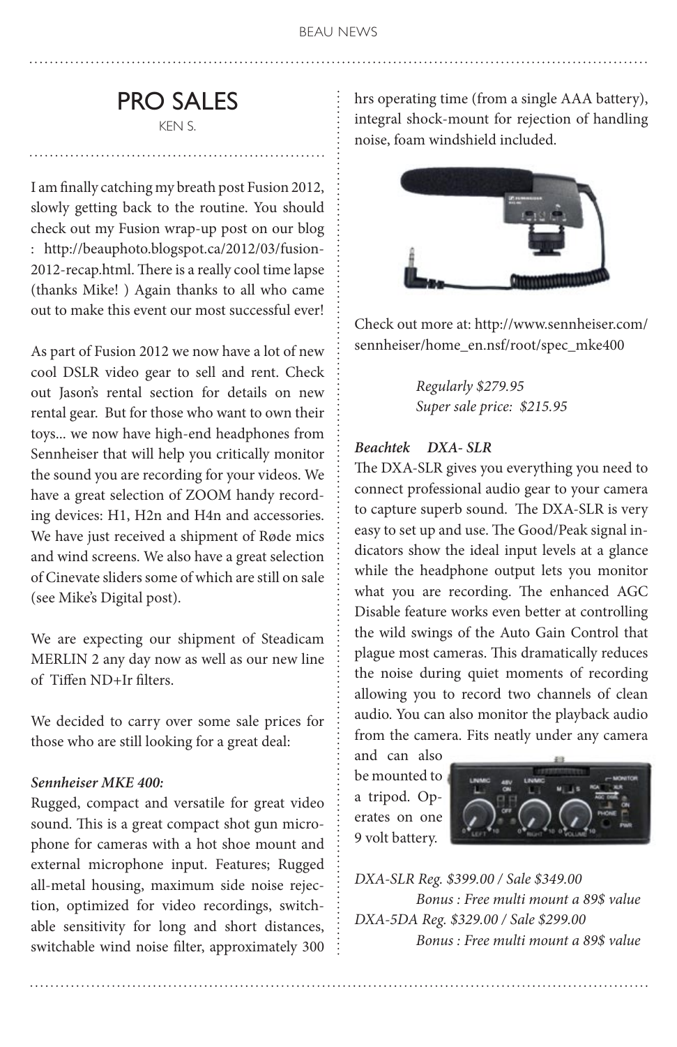## PRO SALES

KEN S.

I am finally catching my breath post Fusion 2012, slowly getting back to the routine. You should check out my Fusion wrap-up post on our blog : http://beauphoto.blogspot.ca/2012/03/fusion-2012-recap.html. There is a really cool time lapse (thanks Mike! ) Again thanks to all who came out to make this event our most successful ever!

As part of Fusion 2012 we now have a lot of new cool DSLR video gear to sell and rent. Check out Jason's rental section for details on new rental gear. But for those who want to own their toys... we now have high-end headphones from Sennheiser that will help you critically monitor the sound you are recording for your videos. We have a great selection of ZOOM handy recording devices: H1, H2n and H4n and accessories. We have just received a shipment of Røde mics and wind screens. We also have a great selection of Cinevate sliders some of which are still on sale (see Mike's Digital post).

We are expecting our shipment of Steadicam MERLIN 2 any day now as well as our new line of Tiffen ND+Ir filters.

We decided to carry over some sale prices for those who are still looking for a great deal:

***Sennheiser MKE 400:***

Rugged, compact and versatile for great video sound. This is a great compact shot gun microphone for cameras with a hot shoe mount and external microphone input. Features; Rugged all-metal housing, maximum side noise rejection, optimized for video recordings, switchable sensitivity for long and short distances, switchable wind noise filter, approximately 300 hrs operating time (from a single AAA battery), integral shock-mount for rejection of handling noise, foam windshield included.

Check out more at: http://www.sennheiser.com/sennheiser/home_en.nsf/root/spec_mke400

*Regularly $279.95*
*Super sale price: $215.95*

***Beachtek DXA- SLR***

The DXA-SLR gives you everything you need to connect professional audio gear to your camera to capture superb sound. The DXA-SLR is very easy to set up and use. The Good/Peak signal indicators show the ideal input levels at a glance while the headphone output lets you monitor what you are recording. The enhanced AGC Disable feature works even better at controlling the wild swings of the Auto Gain Control that plague most cameras. This dramatically reduces the noise during quiet moments of recording allowing you to record two channels of clean audio. You can also monitor the playback audio from the camera. Fits neatly under any camera and can also be mounted to a tripod. Operates on one 9 volt battery.

*DXA-SLR Reg. $399.00 / Sale $349.00*
*Bonus : Free multi mount a 89$ value*
*DXA-5DA Reg. $329.00 / Sale $299.00*
*Bonus : Free multi mount a 89$ value*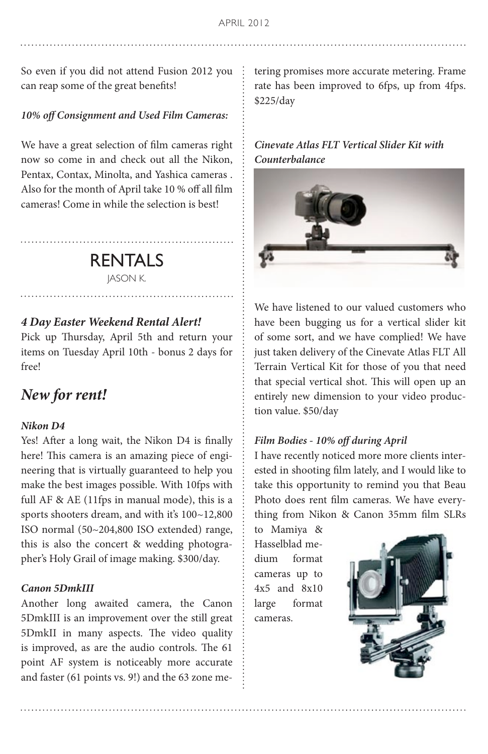So even if you did not attend Fusion 2012 you can reap some of the great benefits!

***10% off Consignment and Used Film Cameras:***

We have a great selection of film cameras right now so come in and check out all the Nikon, Pentax, Contax, Minolta, and Yashica cameras . Also for the month of April take 10 % off all film cameras! Come in while the selection is best!

## RENTALS

JASON K.

***4 Day Easter Weekend Rental Alert!***

Pick up Thursday, April 5th and return your items on Tuesday April 10th - bonus 2 days for free!

## *New for rent!*

***Nikon D4***

Yes! After a long wait, the Nikon D4 is finally here! This camera is an amazing piece of engineering that is virtually guaranteed to help you make the best images possible. With 10fps with full AF & AE (11fps in manual mode), this is a sports shooters dream, and with it's 100~12,800 ISO normal (50~204,800 ISO extended) range, this is also the concert & wedding photographer's Holy Grail of image making. $300/day.

***Canon 5DmkIII***

Another long awaited camera, the Canon 5DmkIII is an improvement over the still great 5DmkII in many aspects. The video quality is improved, as are the audio controls. The 61 point AF system is noticeably more accurate and faster (61 points vs. 9!) and the 63 zone metering promises more accurate metering. Frame rate has been improved to 6fps, up from 4fps. $225/day

***Cinevate Atlas FLT Vertical Slider Kit with Counterbalance***

We have listened to our valued customers who have been bugging us for a vertical slider kit of some sort, and we have complied! We have just taken delivery of the Cinevate Atlas FLT All Terrain Vertical Kit for those of you that need that special vertical shot. This will open up an entirely new dimension to your video production value. $50/day

***Film Bodies - 10% off during April***

I have recently noticed more more clients interested in shooting film lately, and I would like to take this opportunity to remind you that Beau Photo does rent film cameras. We have everything from Nikon & Canon 35mm film SLRs to Mamiya & Hasselblad medium format cameras up to 4x5 and 8x10 large format cameras.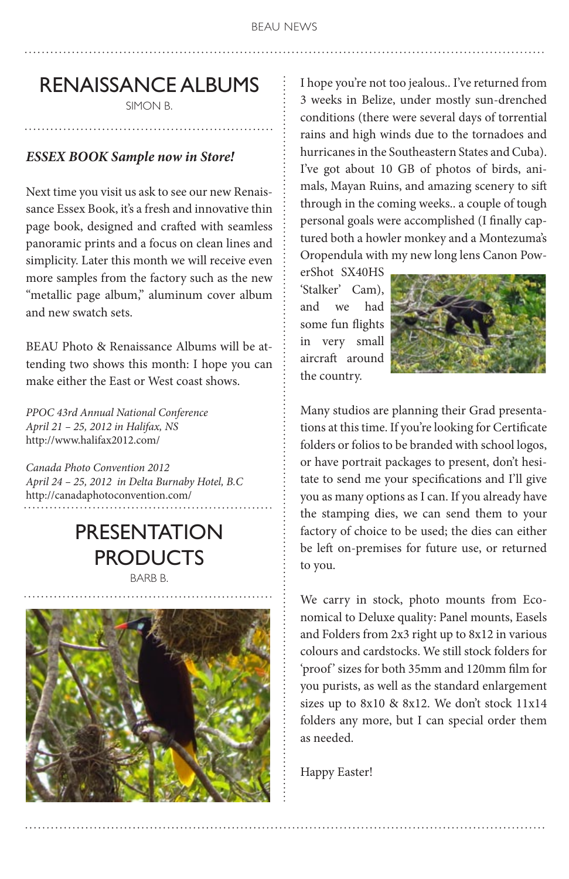## RENAISSANCE ALBUMS

SIMON B.

***ESSEX BOOK Sample now in Store!***

Next time you visit us ask to see our new Renaissance Essex Book, it's a fresh and innovative thin page book, designed and crafted with seamless panoramic prints and a focus on clean lines and simplicity. Later this month we will receive even more samples from the factory such as the new "metallic page album," aluminum cover album and new swatch sets.

BEAU Photo & Renaissance Albums will be attending two shows this month: I hope you can make either the East or West coast shows.

*PPOC 43rd Annual National Conference*
*April 21 – 25, 2012 in Halifax, NS*
http://www.halifax2012.com/

*Canada Photo Convention 2012*
*April 24 – 25, 2012 in Delta Burnaby Hotel, B.C*
http://canadaphotoconvention.com/

## PRESENTATION PRODUCTS

BARB B.

I hope you're not too jealous.. I've returned from 3 weeks in Belize, under mostly sun-drenched conditions (there were several days of torrential rains and high winds due to the tornadoes and hurricanes in the Southeastern States and Cuba). I've got about 10 GB of photos of birds, animals, Mayan Ruins, and amazing scenery to sift through in the coming weeks.. a couple of tough personal goals were accomplished (I finally captured both a howler monkey and a Montezuma's Oropendula with my new long lens Canon PowerShot SX40HS 'Stalker' Cam), and we had some fun flights in very small aircraft around the country.

Many studios are planning their Grad presentations at this time. If you're looking for Certificate folders or folios to be branded with school logos, or have portrait packages to present, don't hesitate to send me your specifications and I'll give you as many options as I can. If you already have the stamping dies, we can send them to your factory of choice to be used; the dies can either be left on-premises for future use, or returned to you.

We carry in stock, photo mounts from Economical to Deluxe quality: Panel mounts, Easels and Folders from 2x3 right up to 8x12 in various colours and cardstocks. We still stock folders for 'proof' sizes for both 35mm and 120mm film for you purists, as well as the standard enlargement sizes up to 8x10 & 8x12. We don't stock 11x14 folders any more, but I can special order them as needed.

Happy Easter!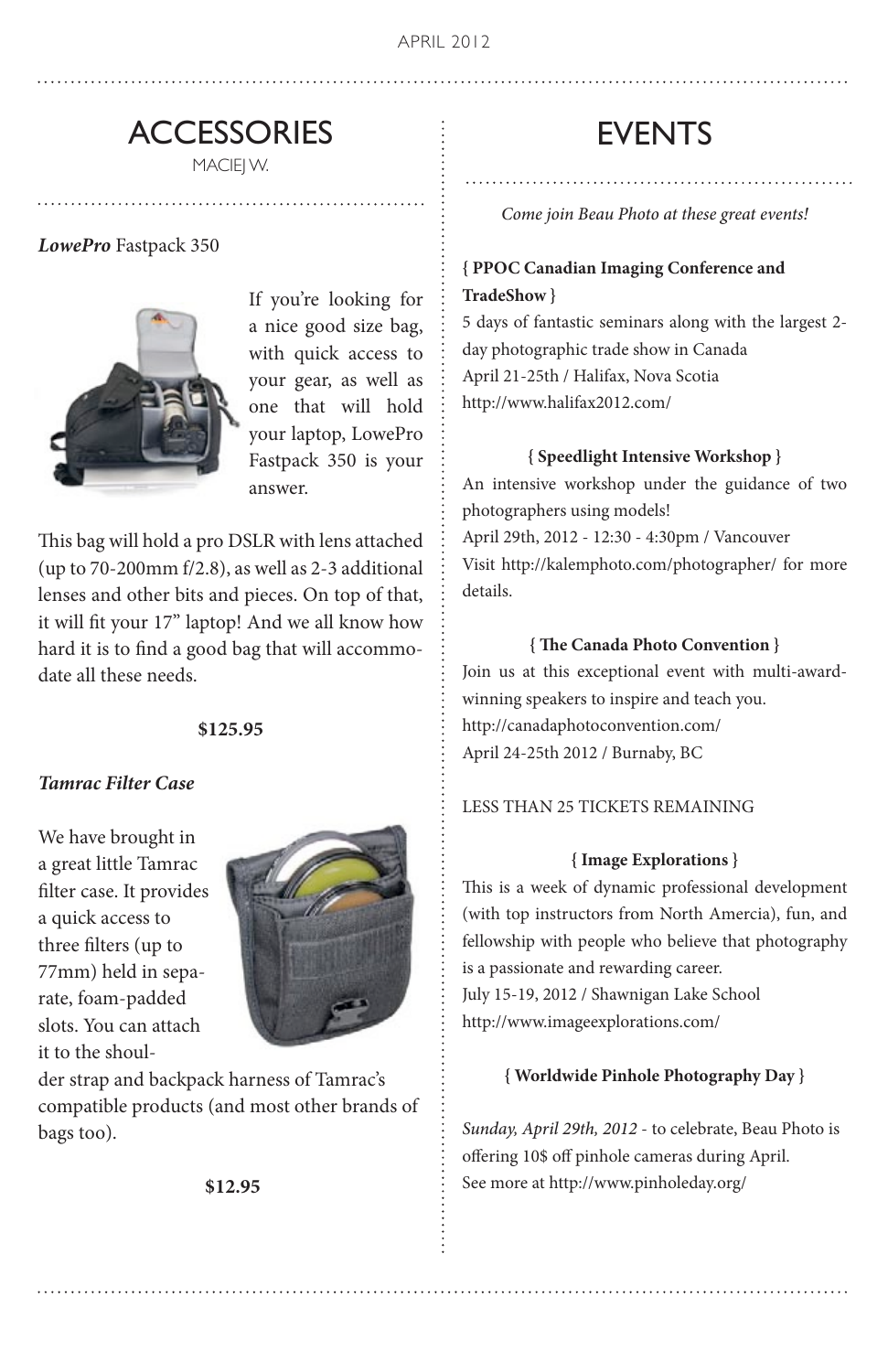## ACCESSORIES

MACIEJ W.

***LowePro*** **Fastpack 350**

If you're looking for a nice good size bag, with quick access to your gear, as well as one that will hold your laptop, LowePro Fastpack 350 is your answer.

This bag will hold a pro DSLR with lens attached (up to 70-200mm f/2.8), as well as 2-3 additional lenses and other bits and pieces. On top of that, it will fit your 17" laptop! And we all know how hard it is to find a good bag that will accommodate all these needs.

**$125.95**

***Tamrac Filter Case***

We have brought in a great little Tamrac filter case. It provides a quick access to three filters (up to 77mm) held in separate, foam-padded slots. You can attach it to the shoulder strap and backpack harness of Tamrac's compatible products (and most other brands of bags too).

**$12.95**

## EVENTS

*Come join Beau Photo at these great events!*

**{ PPOC Canadian Imaging Conference and TradeShow }**

5 days of fantastic seminars along with the largest 2-day photographic trade show in Canada
April 21-25th / Halifax, Nova Scotia
http://www.halifax2012.com/

**{ Speedlight Intensive Workshop }**

An intensive workshop under the guidance of two photographers using models!
April 29th, 2012 - 12:30 - 4:30pm / Vancouver
Visit http://kalemphoto.com/photographer/ for more details.

**{ The Canada Photo Convention }**

Join us at this exceptional event with multi-award-winning speakers to inspire and teach you.
http://canadaphotoconvention.com/
April 24-25th 2012 / Burnaby, BC

LESS THAN 25 TICKETS REMAINING

**{ Image Explorations }**

This is a week of dynamic professional development (with top instructors from North Amercia), fun, and fellowship with people who believe that photography is a passionate and rewarding career.
July 15-19, 2012 / Shawnigan Lake School
http://www.imageexplorations.com/

**{ Worldwide Pinhole Photography Day }**

*Sunday, April 29th, 2012* - to celebrate, Beau Photo is offering 10$ off pinhole cameras during April.
See more at http://www.pinholeday.org/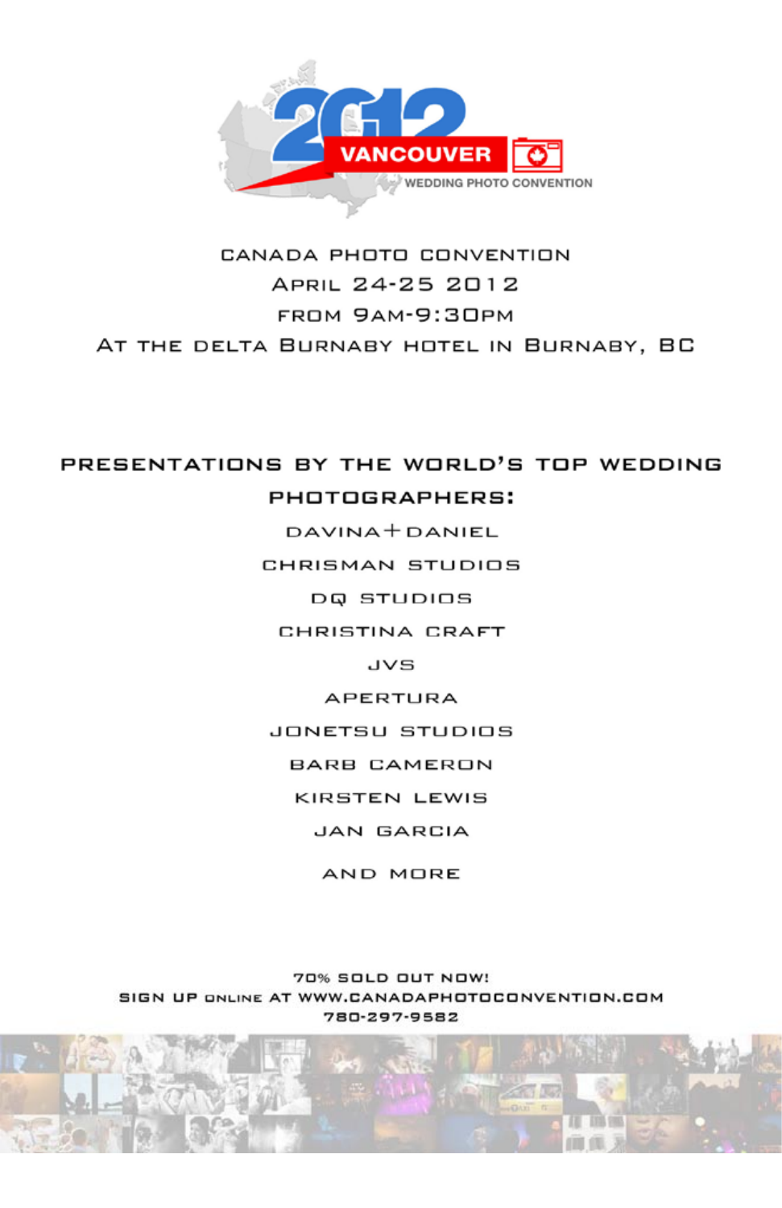2012 VANCOUVER WEDDING PHOTO CONVENTION

CANADA PHOTO CONVENTION
APRIL 24-25 2012
FROM 9AM-9:30PM
AT THE DELTA BURNABY HOTEL IN BURNABY, BC

## PRESENTATIONS BY THE WORLD'S TOP WEDDING PHOTOGRAPHERS:

DAVINA+DANIEL

CHRISMAN STUDIOS

DQ STUDIOS

CHRISTINA CRAFT

JVS

APERTURA

JONETSU STUDIOS

BARB CAMERON

KIRSTEN LEWIS

JAN GARCIA

AND MORE

70% SOLD OUT NOW!
SIGN UP ONLINE AT WWW.CANADAPHOTOCONVENTION.COM
780-297-9582